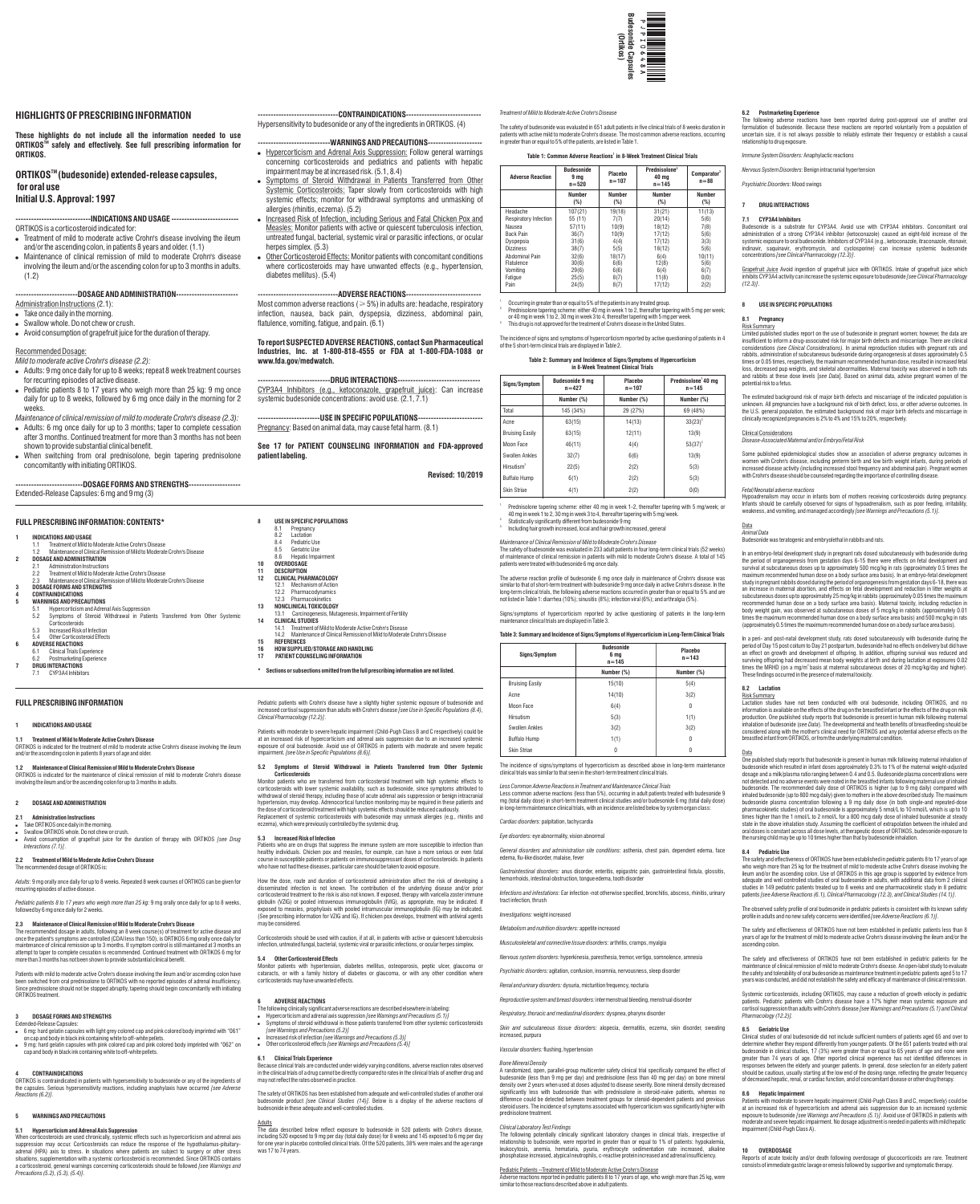# HIGHLIGHTS OF PRESCRIBING INFORMATION

**These highlights do not include all the information needed to use ORTIKOS™ safely and effectively. See full prescribing information for ORTIKOS.**

**ORTIKOS™ (budesonide) extended-release capsules, for oral use**
**Initial U.S. Approval: 1997**

**INDICATIONS AND USAGE**

ORTIKOS is a corticosteroid indicated for:

- Treatment of mild to moderate active Crohn's disease involving the ileum and/or the ascending colon, in patients 8 years and older. (1.1)
- Maintenance of clinical remission of mild to moderate Crohn's disease involving the ileum and/or the ascending colon for up to 3 months in adults. (1.2)

**DOSAGE AND ADMINISTRATION**

Administration Instructions (2.1):

- Take once daily in the morning.
- Swallow whole. Do not chew or crush.
- Avoid consumption of grapefruit juice for the duration of therapy.

Recommended Dosage:

*Mild to moderate active Crohn's disease (2.2):*

- Adults: 9 mg once daily for up to 8 weeks; repeat 8 week treatment courses for recurring episodes of active disease.
- Pediatric patients 8 to 17 years who weigh more than 25 kg: 9 mg once daily for up to 8 weeks, followed by 6 mg once daily in the morning for 2 weeks.

*Maintenance of clinical remission of mild to moderate Crohn's disease (2.3):*

- Adults: 6 mg once daily for up to 3 months; taper to complete cessation after 3 months. Continued treatment for more than 3 months has not been shown to provide substantial clinical benefit.
- When switching from oral prednisolone, begin tapering prednisolone concomitantly with initiating ORTIKOS.

**DOSAGE FORMS AND STRENGTHS**

Extended-Release Capsules: 6 mg and 9 mg (3)

**CONTRAINDICATIONS**

Hypersensitivity to budesonide or any of the ingredients in ORTIKOS. (4)

**WARNINGS AND PRECAUTIONS**

- Hypercorticism and Adrenal Axis Suppression: Follow general warnings concerning corticosteroids and pediatrics and patients with hepatic impairment may be at increased risk. (5.1, 8.4)
- Symptoms of Steroid Withdrawal in Patients Transferred from Other Systemic Corticosteroids: Taper slowly from corticosteroids with high systemic effects; monitor for withdrawal symptoms and unmasking of allergies (rhinitis, eczema). (5.2)
- Increased Risk of Infection, including Serious and Fatal Chicken Pox and Measles: Monitor patients with active or quiescent tuberculosis infection, untreated fungal, bacterial, systemic viral or parasitic infections, or ocular herpes simplex. (5.3)
- Other Corticosteroid Effects: Monitor patients with concomitant conditions where corticosteroids may have unwanted effects (e.g., hypertension, diabetes mellitus). (5.4)

**ADVERSE REACTIONS**

Most common adverse reactions (≥ 5%) in adults are: headache, respiratory infection, nausea, back pain, dyspepsia, dizziness, abdominal pain, flatulence, vomiting, fatigue, and pain. (6.1)

**To report SUSPECTED ADVERSE REACTIONS, contact Sun Pharmaceutical Industries, Inc. at 1-800-818-4555 or FDA at 1-800-FDA-1088 or www.fda.gov/medwatch.**

**DRUG INTERACTIONS**

CYP3A4 Inhibitors (e.g., ketoconazole, grapefruit juice): Can increase systemic budesonide concentrations: avoid use. (2.1, 7.1)

**USE IN SPECIFIC POPULATIONS**

Pregnancy: Based on animal data, may cause fetal harm. (8.1)

**See 17 for PATIENT COUNSELING INFORMATION and FDA-approved patient labeling.**

**Revised: 10/2019**

# FULL PRESCRIBING INFORMATION: CONTENTS*

**1 INDICATIONS AND USAGE**
- 1.1 Treatment of Mild to Moderate Active Crohn's Disease
- 1.2 Maintenance of Clinical Remission of Mild to Moderate Crohn's Disease

**2 DOSAGE AND ADMINISTRATION**
- 2.1 Administration Instructions
- 2.2 Treatment of Mild to Moderate Active Crohn's Disease
- 2.3 Maintenance of Clinical Remission of Mild to Moderate Crohn's Disease

**3 DOSAGE FORMS AND STRENGTHS**

**4 CONTRAINDICATIONS**

**5 WARNINGS AND PRECAUTIONS**
- 5.1 Hypercorticism and Adrenal Axis Suppression
- 5.2 Symptoms of Steroid Withdrawal in Patients Transferred from Other Systemic Corticosteroids
- 5.3 Increased Risk of Infection
- 5.4 Other Corticosteroid Effects

**6 ADVERSE REACTIONS**
- 6.1 Clinical Trials Experience
- 6.2 Postmarketing Experience

**7 DRUG INTERACTIONS**
- 7.1 CYP3A4 Inhibitors

**8 USE IN SPECIFIC POPULATIONS**
- 8.1 Pregnancy
- 8.2 Lactation
- 8.4 Pediatric Use
- 8.5 Geriatric Use
- 8.6 Hepatic Impairment

**10 OVERDOSAGE**

**11 DESCRIPTION**

**12 CLINICAL PHARMACOLOGY**
- 12.1 Mechanism of Action
- 12.2 Pharmacodynamics
- 12.3 Pharmacokinetics

**13 NONCLINICAL TOXICOLOGY**
- 13.1 Carcinogenesis, Mutagenesis, Impairment of Fertility

**14 CLINICAL STUDIES**
- 14.1 Treatment of Mild to Moderate Active Crohn's Disease
- 14.2 Maintenance of Clinical Remission of Mild to Moderate Crohn's Disease

**15 REFERENCES**

**16 HOW SUPPLIED/STORAGE AND HANDLING**

**17 PATIENT COUNSELING INFORMATION**

**\* Sections or subsections omitted from the full prescribing information are not listed.**

# FULL PRESCRIBING INFORMATION

## 1 INDICATIONS AND USAGE

### 1.1 Treatment of Mild to Moderate Active Crohn's Disease

ORTIKOS is indicated for the treatment of mild to moderate active Crohn's disease involving the ileum and/or the ascending colon in patients 8 years of age and older.

### 1.2 Maintenance of Clinical Remission of Mild to Moderate Crohn's Disease

ORTIKOS is indicated for the maintenance of clinical remission of mild to moderate Crohn's disease involving the ileum and/or the ascending colon for up to 3 months in adults.

## 2 DOSAGE AND ADMINISTRATION

### 2.1 Administration Instructions

- Take ORTIKOS once daily in the morning.
- Swallow ORTIKOS whole. Do not chew or crush.
- Avoid consumption of grapefruit juice for the duration of therapy with ORTIKOS *[see Drug Interactions (7.1)]*.

### 2.2 Treatment of Mild to Moderate Active Crohn's Disease

The recommended dosage of ORTIKOS is:

*Adults:* 9 mg orally once daily for up to 8 weeks. Repeated 8 week courses of ORTIKOS can be given for recurring episodes of active disease.

*Pediatric patients 8 to 17 years who weigh more than 25 kg:* 9 mg orally once daily for up to 8 weeks, followed by 6 mg once daily for 2 weeks.

### 2.3 Maintenance of Clinical Remission of Mild to Moderate Crohn's Disease

The recommended dosage in adults, following an 8 week course(s) of treatment for active disease and once the patient's symptoms are controlled (CDAI less than 150), is ORTIKOS 6 mg orally once daily for maintenance of clinical remission up to 3 months. If symptom control is still maintained at 3 months an attempt to taper to complete cessation is recommended. Continued treatment with ORTIKOS 6 mg for more than 3 months has not been shown to provide substantial clinical benefit.

Patients with mild to moderate active Crohn's disease involving the ileum and/or ascending colon have been switched from oral prednisolone to ORTIKOS with no reported episodes of adrenal insufficiency. Since prednisolone should not be stopped abruptly, tapering should begin concomitantly with initiating ORTIKOS treatment.

## 3 DOSAGE FORMS AND STRENGTHS

Extended-Release Capsules:

- 6 mg: hard gelatin capsules with light grey colored cap and pink colored body imprinted with "061" on cap and body in black ink containing white to off-white pellets.
- 9 mg: hard gelatin capsules with pink colored cap and pink colored body imprinted with "062" on cap and body in black ink containing white to off-white pellets.

## 4 CONTRAINDICATIONS

ORTIKOS is contraindicated in patients with hypersensitivity to budesonide or any of the ingredients of the capsules. Serious hypersensitivity reactions, including anaphylaxis have occurred *[see Adverse Reactions (6.2)]*.

## 5 WARNINGS AND PRECAUTIONS

### 5.1 Hypercorticism and Adrenal Axis Suppression

When corticosteroids are used chronically, systemic effects such as hypercorticism and adrenal axis suppression may occur. Corticosteroids can reduce the response of the hypothalamus-pituitary-adrenal (HPA) axis to stress. In situations where patients are subject to surgery or other stress situations, supplementation with a systemic corticosteroid is recommended. Since ORTIKOS contains a corticosteroid, general warnings concerning corticosteroids should be followed *[see Warnings and Precautions (5.2), (5.3), (5.4)]*.

Pediatric patients with Crohn's disease have a slightly higher systemic exposure of budesonide and increased cortisol suppression than adults with Crohn's disease *[see Use in Specific Populations (8.4), Clinical Pharmacology (12.2)]*.

Patients with moderate to severe hepatic impairment (Child-Pugh Class B and C respectively) could be at an increased risk of hypercorticism and adrenal axis suppression due to an increased systemic exposure of oral budesonide. Avoid use of ORTIKOS in patients with moderate and severe hepatic impairment. *[see Use in Specific Populations (8.6)]*.

### 5.2 Symptoms of Steroid Withdrawal in Patients Transferred from Other Systemic Corticosteroids

Monitor patients who are transferred from corticosteroid treatment with high systemic effects to corticosteroids with lower systemic availability, such as budesonide, since symptoms attributed to withdrawal of steroid therapy, including those of acute adrenal axis suppression or benign intracranial hypertension, may develop. Adrenocortical function monitoring may be required in these patients and the dose of corticosteroid treatment with high systemic effects should be reduced cautiously.

Replacement of systemic corticosteroids with budesonide may unmask allergies (e.g., rhinitis and eczema), which were previously controlled by the systemic drug.

### 5.3 Increased Risk of Infection

Patients who are on drugs that suppress the immune system are more susceptible to infection than healthy individuals. Chicken pox and measles, for example, can have a more serious or even fatal course in susceptible patients or patients on immunosuppressant doses of corticosteroids. In patients who have not had these diseases, particular care should be taken to avoid exposure.

How the dose, route and duration of corticosteroid administration affect the risk of developing a disseminated infection is not known. The contribution of the underlying disease and/or prior corticosteroid treatment to the risk is also not known. If exposed, therapy with varicella zoster immune globulin (VZIG) or pooled intravenous immunoglobulin (IVIG), as appropriate, may be indicated. If exposed to measles, prophylaxis with pooled intramuscular immunoglobulin (IG) may be indicated. (See prescribing information for VZIG and IG). If chicken pox develops, treatment with antiviral agents may be considered.

Corticosteroids should be used with caution, if at all, in patients with active or quiescent tuberculosis infection, untreated fungal, bacterial, systemic viral or parasitic infections, or ocular herpes simplex.

### 5.4 Other Corticosteroid Effects

Monitor patients with hypertension, diabetes mellitus, osteoporosis, peptic ulcer, glaucoma or cataracts, or with a family history of diabetes or glaucoma, or with any other condition where corticosteroids may have unwanted effects.

## 6 ADVERSE REACTIONS

The following clinically significant adverse reactions are described elsewhere in labeling:

- Hypercorticism and adrenal axis suppression *[see Warnings and Precautions (5.1)]*
- Symptoms of steroid withdrawal in those patients transferred from other systemic corticosteroids *[see Warnings and Precautions (5.2)]*
- Increased risk of infection *[see Warnings and Precautions (5.3)]*
- Other corticosteroid effects *[see Warnings and Precautions (5.4)]*

### 6.1 Clinical Trials Experience

Because clinical trials are conducted under widely varying conditions, adverse reaction rates observed in the clinical trials of a drug cannot be directly compared to rates in the clinical trials of another drug and may not reflect the rates observed in practice.

The safety of ORTIKOS has been established from adequate and well-controlled studies of another oral budesonide product *[see Clinical Studies (14)]*. Below is a display of the adverse reactions of budesonide in these adequate and well-controlled studies.

Adults

The data described below reflect exposure to budesonide in 520 patients with Crohn's disease, including 520 exposed to 9 mg per day (total daily dose) for 8 weeks and 145 exposed to 6 mg per day for one year in placebo controlled clinical trials. Of the 520 patients, 38% were males and the age range was 17 to 74 years.

*Treatment of Mild to Moderate Active Crohn's Disease*

The safety of budesonide was evaluated in 651 adult patients in five clinical trials of 8 weeks duration in patients with active mild to moderate Crohn's disease. The most common adverse reactions, occurring in greater than or equal to 5% of the patients, are listed in Table 1.

**Table 1: Common Adverse Reactions[1] in 8-Week Treatment Clinical Trials**

| Adverse Reaction | Budesonide 9 mg n=520 | Placebo n=107 | Prednisolone[2] 40 mg n=145 | Comparator[3] n=88 |
|---|---|---|---|---|
| | Number (%) | Number (%) | Number (%) | Number (%) |
| Headache | 107(21) | 19(18) | 31(21) | 11(13) |
| Respiratory Infection | 55 (11) | 7(7) | 20(14) | 5(6) |
| Nausea | 57(11) | 10(9) | 18(12) | 7(8) |
| Back Pain | 36(7) | 10(9) | 17(12) | 5(6) |
| Dyspepsia | 31(6) | 4(4) | 17(12) | 3(3) |
| Dizziness | 38(7) | 5(5) | 18(12) | 5(6) |
| Abdominal Pain | 32(6) | 18(17) | 6(4) | 10(11) |
| Flatulence | 30(6) | 6(6) | 12(8) | 5(6) |
| Vomiting | 29(6) | 6(6) | 6(4) | 6(7) |
| Fatigue | 25(5) | 8(7) | 11(8) | 0(0) |
| Pain | 24(5) | 8(7) | 17(12) | 2(2) |

[1] Occurring in greater than or equal to 5% of the patients in any treated group.
[2] Prednisolone tapering scheme: either 40 mg in week 1 to 2, thereafter tapering with 5 mg per week; or 40 mg in week 1 to 2, 30 mg in week 3 to 4, thereafter tapering with 5 mg per week.
[3] This drug is not approved for the treatment of Crohn's disease in the United States.

The incidence of signs and symptoms of hypercorticism reported by active questioning of patients in 4 of the 5 short-term clinical trials are displayed in Table 2.

**Table 2: Summary and Incidence of Signs/Symptoms of Hypercorticism in 8-Week Treatment Clinical Trials**

| Signs/Symptom | Budesonide 9 mg n=427 | Placebo n=107 | Prednisolone[1] 40 mg n=145 |
|---|---|---|---|
| | Number (%) | Number (%) | Number (%) |
| Total | 145 (34%) | 29 (27%) | 69 (48%) |
| Acne | 63(15) | 14(13) | 33(23)[2] |
| Bruising Easily | 63(15) | 12(11) | 13(9) |
| Moon Face | 46(11) | 4(4) | 53(37)[2] |
| Swollen Ankles | 32(7) | 6(6) | 13(9) |
| Hirsutism[3] | 22(5) | 2(2) | 5(3) |
| Buffalo Hump | 6(1) | 2(2) | 5(3) |
| Skin Striae | 4(1) | 2(2) | 0(0) |

[1] Prednisolone tapering scheme: either 40 mg in week 1-2, thereafter tapering with 5 mg/week; or 40 mg in week 1 to 2, 30 mg in week 3 to 4, thereafter tapering with 5 mg/week.
[2] Statistically significantly different from budesonide 9 mg
[3] Including hair growth increased, local and hair growth increased, general

*Maintenance of Clinical Remission of Mild to Moderate Crohn's Disease*

The safety of budesonide was evaluated in 233 adult patients in four long-term clinical trials (52 weeks) of maintenance of clinical remission in patients with mild to moderate Crohn's disease. A total of 145 patients were treated with budesonide 6 mg once daily.

The adverse reaction profile of budesonide 6 mg once daily in maintenance of Crohn's disease was similar to that of short-term treatment with budesonide 9 mg once daily in active Crohn's disease. In the long-term clinical trials, the following adverse reactions occurred in greater than or equal to 5% and are not listed in Table 1: diarrhea (10%); sinusitis (8%); infection viral (6%); and arthralgia (5%).

Signs/symptoms of hypercorticism reported by active questioning of patients in the long-term maintenance clinical trials are displayed in Table 3.

**Table 3: Summary and Incidence of Signs/Symptoms of Hypercorticism in Long-Term Clinical Trials**

| Signs/Symptom | Budesonide 6 mg n=145 | Placebo n=143 |
|---|---|---|
| | Number (%) | Number (%) |
| Bruising Easily | 15(10) | 5(4) |
| Acne | 14(10) | 3(2) |
| Moon Face | 6(4) | 0 |
| Hirsutism | 5(3) | 1(1) |
| Swollen Ankles | 3(2) | 3(2) |
| Buffalo Hump | 1(1) | 0 |
| Skin Striae | 0 | 0 |

The incidence of signs/symptoms of hypercorticism as described above in long-term maintenance clinical trials was similar to that seen in the short-term treatment clinical trials.

*Less Common Adverse Reactions in Treatment and Maintenance Clinical Trials*

Less common adverse reactions (less than 5%), occurring in adult patients treated with budesonide 9 mg (total daily dose) in short-term treatment clinical studies and/or budesonide 6 mg (total daily dose) in long-term maintenance clinical trials, with an incidence are listed below by system organ class:

*Cardiac disorders:* palpitation, tachycardia

*Eye disorders:* eye abnormality, vision abnormal

*General disorders and administration site conditions:* asthenia, chest pain, dependent edema, face edema, flu-like disorder, malaise, fever

*Gastrointestinal disorders:* anus disorder, enteritis, epigastric pain, gastrointestinal fistula, glossitis, hemorrhoids, intestinal obstruction, tongue edema, tooth disorder

*Infections and infestations:* Ear infection -not otherwise specified, bronchitis, abscess, rhinitis, urinary tract infection, thrush

*Investigations:* weight increased

*Metabolism and nutrition disorders:* appetite increased

*Musculoskeletal and connective tissue disorders:* arthritis, cramps, myalgia

*Nervous system disorders:* hyperkinesia, paresthesia, tremor, vertigo, somnolence, amnesia

*Psychiatric disorders:* agitation, confusion, insomnia, nervousness, sleep disorder

*Renal and urinary disorders:* dysuria, micturition frequency, nocturia

*Reproductive system and breast disorders:* intermenstrual bleeding, menstrual disorder

*Respiratory, thoracic and mediastinal disorders:* dyspnea, pharynx disorder

*Skin and subcutaneous tissue disorders:* alopecia, dermatitis, eczema, skin disorder, sweating increased, purpura

*Vascular disorders:* flushing, hypertension

*Bone Mineral Density*

A randomized, open, parallel-group multicenter safety clinical trial specifically compared the effect of budesonide (less than 9 mg per day) and prednisolone (less than 40 mg per day) on bone mineral density over 2 years when used at doses adjusted to disease severity. Bone mineral density decreased significantly less with budesonide than with prednisolone in steroid-naïve patients, whereas no difference could be detected between treatment groups for steroid-dependent patients and previous steroid users. The incidence of symptoms associated with hypercorticism was significantly higher with prednisolone treatment.

*Clinical Laboratory Test Findings*

The following potentially clinically significant laboratory changes in clinical trials, irrespective of relationship to budesonide, were reported in greater than or equal to 1% of patients: hypokalemia, leukocytosis, anemia, hematuria, pyuria, erythrocyte sedimentation rate increased, alkaline phosphatase increased, atypical neutrophils, c-reactive protein increased and adrenal insufficiency.

Pediatric Patients –Treatment of Mild to Moderate Active Crohn's Disease

Adverse reactions reported in pediatric patients 8 to 17 years of age, who weigh more than 25 kg, were similar to those reactions described above in adult patients.

### 6.2 Postmarketing Experience

The following adverse reactions have been reported during post-approval use of another oral formulation of budesonide. Because these reactions are reported voluntarily from a population of uncertain size, it is not always possible to reliably estimate their frequency or establish a causal relationship to drug exposure.

*Immune System Disorders:* Anaphylactic reactions

*Nervous System Disorders:* Benign intracranial hypertension

*Psychiatric Disorders:* Mood swings

## 7 DRUG INTERACTIONS

### 7.1 CYP3A4 Inhibitors

Budesonide is a substrate for CYP3A4. Avoid use with CYP3A4 inhibitors. Concomitant oral administration of a strong CYP3A4 inhibitor (ketoconazole) caused an eight-fold increase of the systemic exposure to oral budesonide. Inhibitors of CYP3A4 (e.g., ketoconazole, itraconazole, ritonavir, indinavir, saquinavir, erythromycin, and cyclosporine) can increase systemic budesonide concentrations *[see Clinical Pharmacology (12.3)]*.

Grapefruit Juice: Avoid ingestion of grapefruit juice with ORTIKOS. Intake of grapefruit juice which inhibits CYP3A4 activity can increase the systemic exposure to budesonide *[see Clinical Pharmacology (12.3)]*.

## 8 USE IN SPECIFIC POPULATIONS

### 8.1 Pregnancy

Risk Summary

Limited published studies report on the use of budesonide in pregnant women; however, the data are insufficient to inform a drug-associated risk for major birth defects and miscarriage. There are clinical considerations *(see Clinical Considerations)*. In animal reproduction studies with pregnant rats and rabbits, administration of subcutaneous budesonide during organogenesis at doses approximately 0.5 times or 0.05 times, respectively, the maximum recommended human dose, resulted in increased fetal loss, decreased pup weights, and skeletal abnormalities. Maternal toxicity was observed in both rats and rabbits at these dose levels *[see Data]*. Based on animal data, advise pregnant women of the potential risk to a fetus.

The estimated background risk of major birth defects and miscarriage of the indicated population is unknown. All pregnancies have a background risk of birth defect, loss, or other adverse outcomes. In the U.S. general population, the estimated background risk of major birth defects and miscarriage in clinically recognized pregnancies is 2% to 4% and 15% to 20%, respectively.

Clinical Considerations

*Disease-Associated Maternal and/or Embryo/Fetal Risk*

Some published epidemiological studies show an association of adverse pregnancy outcomes in women with Crohn's disease, including preterm birth and low birth weight infants, during periods of increased disease activity (including increased stool frequency and abdominal pain). Pregnant women with Crohn's disease should be counseled regarding the importance of controlling disease.

*Fetal/Neonatal adverse reactions*

Hypoadrenalism may occur in infants born of mothers receiving corticosteroids during pregnancy. Infants should be carefully observed for signs of hypoadrenalism, such as poor feeding, irritability, weakness, and vomiting, and managed accordingly *[see Warnings and Precautions (5.1)]*.

Data

*Animal Data*

Budesonide was teratogenic and embryolethal in rabbits and rats.

In an embryo-fetal development study in pregnant rats dosed subcutaneously with budesonide during the period of organogenesis from gestation days 6-15 there were effects on fetal development and survival at subcutaneous doses up to approximately 500 mcg/kg in rats (approximately 0.5 times the maximum recommended human dose on a body surface area basis). In an embryo-fetal development study in pregnant rabbits dosed during the period of organogenesis from gestation days 6-18, there was an increase in maternal abortion, and effects on fetal development and reduction in litter weights at subcutaneous doses up to approximately 25 mcg/kg in rabbits (approximately 0.05 times the maximum recommended human dose on a body surface area basis). Maternal toxicity, including reduction in body weight gain, was observed at subcutaneous doses of 5 mcg/kg in rabbits (approximately 0.01 times the maximum recommended human dose on a body surface area basis) and 500 mcg/kg in rats (approximately 0.5 times the maximum recommended human dose on a body surface area basis).

In a peri- and post-natal development study, rats dosed subcutaneously with budesonide during the period of Day 15 post coitum to Day 21 postpartum, budesonide had no effects on delivery but did have an effect on growth and development of offspring. In addition, offspring survival was reduced and surviving offspring had decreased mean body weights at birth and during lactation at exposures 0.02 times the MRHD (on a mg/m² basis at maternal subcutaneous doses of 20 mcg/kg/day and higher). These findings occurred in the presence of maternal toxicity.

### 8.2 Lactation

Risk Summary

Lactation studies have not been conducted with oral budesonide, including ORTIKOS, and no information is available on the effects of the drug on the breastfed infant or the effects of the drug on milk production. One published study reports that budesonide is present in human milk following maternal inhalation of budesonide *(see Data)*. The developmental and health benefits of breastfeeding should be considered along with the mother's clinical need for ORTIKOS and any potential adverse effects on the breastfed infant from ORTIKOS, or from the underlying maternal condition.

Data

One published study reports that budesonide is present in human milk following maternal inhalation of budesonide which resulted in infant doses approximately 0.3% to 1% of the maternal weight-adjusted dosage and a milk/plasma ratio ranging between 0.4 and 0.5. Budesonide plasma concentrations were not detected and no adverse events were noted in the breastfed infants following maternal use of inhaled budesonide. The recommended daily dose of ORTIKOS is higher (up to 9 mg daily) compared with inhaled budesonide (up to 800 mcg daily) given to mothers in the above described study. The maximum budesonide plasma concentration following a 9 mg daily dose (in both single-and repeated-dose pharmacokinetic studies) of oral budesonide is approximately 5 nmol/L to 10 nmol/L which is up to 10 times higher than the 1 nmol/L to 2 nmol/L for a 800 mcg daily dose of inhaled budesonide at steady state in the above inhalation study. Assuming the coefficient of extrapolation between the inhaled and oral doses is constant across all dose levels, at therapeutic doses of ORTIKOS, budesonide exposure to the nursing child may be up to 10 times higher than that by budesonide inhalation.

### 8.4 Pediatric Use

The safety and effectiveness of ORTIKOS have been established in pediatric patients 8 to 17 years of age who weigh more than 25 kg for the treatment of mild to moderate active Crohn's disease involving the ileum and/or the ascending colon. Use of ORTIKOS in this age group is supported by evidence from adequate and well controlled studies of oral budesonide in adults, with additional data from 2 clinical studies in 149 pediatric patients treated up to 8 weeks and one pharmacokinetic study in 8 pediatric patients *[see Adverse Reactions (6.1), Clinical Pharmacology (12.3), and Clinical Studies (14.1)]*.

The observed safety profile of oral budesonide in pediatric patients is consistent with its known safety profile in adults and no new safety concerns were identified *[see Adverse Reactions (6.1)]*.

The safety and effectiveness of ORTIKOS have not been established in pediatric patients less than 8 years of age for the treatment of mild to moderate active Crohn's disease involving the ileum and/or the ascending colon.

The safety and effectiveness of ORTIKOS have not been established in pediatric patients for the maintenance of clinical remission of mild to moderate Crohn's disease. An open-label study to evaluate the safety and tolerability of oral budesonide as maintenance treatment in pediatric patients aged 5 to 17 years was conducted, and did not establish the safety and efficacy of maintenance of clinical remission.

Systemic corticosteroids, including ORTIKOS, may cause a reduction of growth velocity in pediatric patients. Pediatric patients with Crohn's disease have a 17% higher mean systemic exposure and cortisol suppression than adults with Crohn's disease *[see Warnings and Precautions (5.1) and Clinical Pharmacology (12.2)]*.

### 8.5 Geriatric Use

Clinical studies of oral budesonide did not include sufficient numbers of patients aged 65 and over to determine whether they respond differently from younger patients. Of the 651 patients treated with oral budesonide in clinical studies, 17 (3%) were greater than or equal to 65 years of age and none were greater than 74 years of age. Other reported clinical experience has not identified differences in responses between the elderly and younger patients. In general, dose selection for an elderly patient should be cautious, usually starting at the low end of the dosing range, reflecting the greater frequency of decreased hepatic, renal, or cardiac function, and of concomitant disease or other drug therapy.

### 8.6 Hepatic Impairment

Patients with moderate to severe hepatic impairment (Child-Pugh Class B and C, respectively) could be at an increased risk of hypercorticism and adrenal axis suppression due to an increased systemic exposure to budesonide *[see Warnings and Precautions (5.1)]*. Avoid use of ORTIKOS in patients with moderate and severe hepatic impairment. No dosage adjustment is needed in patients with mild hepatic impairment (Child-Pugh Class A).

## 10 OVERDOSAGE

Reports of acute toxicity and/or death following overdosage of glucocorticoids are rare. Treatment consists of immediate gastric lavage or emesis followed by supportive and symptomatic therapy.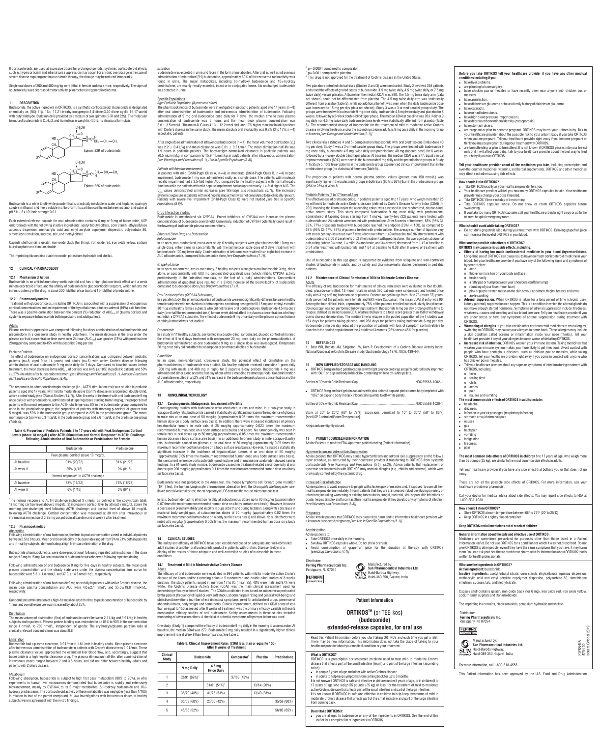If corticosteroids are used at excessive doses for prolonged periods, systemic corticosteroid effects such as hypercorticism and adrenal axis suppression may occur. For chronic overdosage in the case of severe disease requiring continuous steroid therapy, the dosage may be reduced temporarily.

Single oral doses of 200 and 400 mg/kg were lethal in female and male mice, respectively. The signs of acute toxicity were decreased motor activity, piloerection and generalized edema.

## 11 DESCRIPTION

Budesonide, the active ingredient in ORTIKOS, is a synthetic corticosteroid. Budesonide is designated chemically as (RS)-11β, 16α, 17,21-tetrahydroxypregna-1,4-diene-3,20-dione cyclic 16,17-acetal with butyraldehyde. Budesonide is provided as a mixture of two epimers (22R and 22S). The molecular formula of budesonide is $C_{25}H_{34}O_6$ and its molecular weight is 430.5. Its structural formula is:

Epimer 22R of budesonide

Epimer 22S of budesonide

Budesonide is a white to off-white powder that is practically insoluble in water and heptane, sparingly soluble in ethanol, and freely soluble in chloroform. Its partition coefficient between octanol and water at pH 5 is $1.6 \times 10^3$ ionic strength 0.01.

Each extended-release capsule for oral administration contains 6 mg or 9 mg of budesonide, USP (micronized) with the following inactive ingredients: acetyl tributyl citrate, corn starch, ethylcellulose aqueous dispersion, methacrylic acid and ethyl acrylate copolymer dispersion, polysorbate 80, simethicone emulsion, sucrose, talc, and triethyl citrate.

Capsule shell contains gelatin, iron oxide black (for 6 mg), iron oxide red, iron oxide yellow, sodium lauryl sulphate and titanium dioxide.

The imprinting ink contains black iron oxide, potassium hydroxide and shellac.

## 12 CLINICAL PHARMACOLOGY

### 12.1 Mechanism of Action

Budesonide is an anti-inflammatory corticosteroid and has a high glucocorticoid effect and a weak mineralocorticoid effect, and the affinity of budesonide to glucocorticoid receptors, which reflects the intrinsic potency of the drug, is about 200-fold that of cortisol and 15-fold that of prednisolone.

### 12.2 Pharmacodynamics

Treatment with glucocorticoids, including ORTIKOS is associated with a suppression of endogenous cortisol concentrations and an impairment of the hypothalamus-pituitary-adrenal (HPA) axis function. There was a positive correlation between the percent (%) reduction of $AUC_{0-24}$ of plasma cortisol and systemic exposure to budesonide both in pediatric and adult patients.

Adults

Plasma cortisol suppression was compared following five days' administration of oral budesonide and prednisolone in a crossover study in healthy volunteers. The mean decrease in the area under the plasma cortisol concentration-time curve over 24 hour ($AUC_{0-24}$) was greater (78%) with prednisolone 20 mg per day compared to 45% with budesonide 9 mg per day.

Pediatric Patients

The effect of budesonide on endogenous cortisol concentrations was compared between pediatric patients (n=8, aged 9 to 14 years) and adults (n=6) with active Crohn's disease following administration of oral budesonide 9 mg once daily for 7 days. Compared to baseline values before treatment, the mean decrease in the $AUC_{0-24}$ of cortisol was 64% (±18%) in pediatric patients and 50% (±27%) in adults after budesonide treatment *[see Warnings and Precautions (5.1), Adverse Reactions (6.1) and Use in Specific Populations (8.4)]*.

The responses to adrenocorticotropin challenge (i.e., ACTH stimulation test) was studied in pediatric patients aged 8 to 17 years, with mild to moderate active Crohn's disease in randomized, double-blind, active control study *[see Clinical Studies (14.1)]*. After 8 weeks of treatment with oral budesonide 9 mg once daily or with prednisolone, administered at tapering doses starting from 1 mg/kg, the proportion of patients with normal response to the ACTH challenge was 6% in the budesonide group compared to none in the prednisolone group; the proportion of patients with morning p-cortisol of greater than 5 mcg/dL was 50% in the budesonide group compared to 22% in the prednisolone group. The mean morning p-cortisol was 6.3 mcg/dL in the budesonide group and 2.6 mcg/dL in the prednisolone group (Table 4).

**Table 4: Proportion of Pediatric Patients 8 to 17 years old with Peak Endogenous Cortisol Levels (above 18 mcg/dL) after ACTH Stimulation and Normal Response* to ACTH Challenge Following Administration of Oral Budesonide or Prednisolone for 8 weeks**

| | Budesonide | Prednisolone |
|---|---|---|
| Peak plasma cortisol above 18 mcg/dL | | |
| At baseline | 91% (20/22) | 91% (21/23) |
| At week 8 | 25% (4/16) | 0% (0/18) |
| Normal response* to ACTH challenge | | |
| At baseline | 73% (16/22) | 78% (18/23) |
| At week 8 | 6% (1/16) | 0% (0/18) |

*The normal response to ACTH challenge included 3 criteria, as defined in the cosyntropin label: 1) morning cortisol level above 5 mcg/dL; 2) increase in cortisol level by at least 7 mcg/dL above the morning (pre-challenge) level following ACTH challenge; and cortisol level of above 18 mcg/dL following ACTH challenge. Cortisol concentration was measured at 30 min after intravenous or intramuscular injection of 0.25 mg cosyntropin at baseline and at week 8 after treatment.

### 12.3 Pharmacokinetics

Absorption

Following administration of oral budesonide, the time to peak concentration varied in individual patients between 2.5 to 8 hours. Mean oral bioavailability of budesonide ranged from 9% to 21% both in patients and in healthy subjects, demonstrating a high first-pass elimination of the drug.

Budesonide pharmacokinetics were dose-proportional following repeated administration in the dose range of 3 mg to 15 mg. No accumulation of budesonide was observed following repeated dosing.

Following administration of oral budesonide 9 mg for five days in healthy subjects, the mean peak plasma concentration and the steady state area under the plasma concentration time curve for budesonide were 5.3 ± 1.8 nmol/L and 37.0 ± 14.6 nmol•h/L, respectively.

Following administration of oral budesonide 9 mg once daily in patients with active Crohn's disease, the mean peak plasma concentration and AUC were 4.0±2.1 nmol/L and 35.0±19.8 nmol•h/L, respectively.

Concomitant administration of a high-fat meal delayed the time to peak concentration of budesonide by 1 hour and overall exposure was increased by about 25%.

Distribution

The mean volume of distribution (Vss) of budesonide varied between 2.2 L/kg and 3.9 L/kg in healthy subjects and in patients. Plasma protein binding was estimated to be 85% to 90% in the concentration range 1 nmol/L to 230 nmol/L, independent of gender. The erythrocyte/plasma partition ratio at clinically relevant concentrations was about 0.8.

Elimination

Budesonide had a plasma clearance, 0.9 L/min to 1.8 L/min in healthy adults. Mean plasma clearance after intravenous administration of budesonide in patients with Crohn's disease was 1.0 L/min. These plasma clearance values approached the estimated liver blood flow, and, accordingly, suggest that budesonide is a high hepatic clearance drug. The plasma elimination half-life, after administration of intravenous doses ranged between 2 and 3.6 hours, and did not differ between healthy adults and patients with Crohn's disease.

*Metabolism*

Following absorption, budesonide is subject to high first pass metabolism (80% to 90%). *In vitro* experiments in human liver microsomes demonstrated that budesonide is rapidly and extensively biotransformed, mainly by CYP3A4, to its 2 major metabolites, 6β-hydroxy budesonide and 16α-hydroxy prednisolone. The corticosteroid activity of these metabolites was negligible (less than 1/100) in relation to that of the parent compound. *In vivo* investigations with intravenous doses in healthy subjects were in agreement with the *in vitro* findings.

*Excretion*

Budesonide was excreted in urine and feces in the form of metabolites. After oral as well as intravenous administration of micronized [$^3$H]-budesonide, approximately 60% of the recovered radioactivity was found in urine. The major metabolites, including 6β-hydroxy budesonide and 16α-hydroxy prednisolone, are mainly renally excreted, intact or in conjugated forms. No unchanged budesonide was detected in urine.

Specific Populations

*Age: Pediatric Population (8 years and older)*

The pharmacokinetics of budesonide were investigated in pediatric patients aged 9 to 14 years (n=8) after oral administration of budesonide and intravenous administration of budesonide. Following administration of 9 mg oral budesonide once daily for 7 days, the median time to peak plasma concentration of budesonide was 5 hours and the mean peak plasma concentration was 6.0 ± 3.5 nmol/L. The mean AUC was 41.3 ±12.2 nmol•h/L and 17% higher than that in adult patients with Crohn's disease in the same study. The mean absolute oral availability was 9.2% (3 to 17%; n=4) in pediatric patients.

After single dose administration of intravenous budesonide (n=4), the mean volume of distribution ($V_{ss}$) was 2.2 ± 0.4 L/kg and mean clearance was 0.81 ± 0.2 L/min. The mean elimination half-life was 1.9 hours in pediatric patients. The body-weight normalized clearance in pediatric patients was 20.5 mL/min/kg in comparison to 15.9 mL/min/kg in adult patients after intravenous administration *[see Warnings and Precautions (5.1), Use in Specific Populations (8.4)]*.

*Patients with Hepatic Impairment*

In patients with mild (Child-Pugh Class A, n=4) or moderate (Child-Pugh Class B, n=4) hepatic impairment, budesonide 4 mg was administered orally as a single dose. The patients with moderate hepatic impairment had a 3.5-fold higher AUC compared to the healthy subjects with normal hepatic function while the patients with mild hepatic impairment had an approximately 1.4-fold higher AUC. The $C_{max}$ values demonstrated similar increases *[see Warnings and Precautions (5.1)]*. The increased systemic exposure in patients with mild hepatic impairment was not considered to be clinically relevant. Patients with severe liver impairment (Child-Pugh Class C) were not studied *[see Use in Specific Populations (8.6)]*.

Drug Interaction Studies

Budesonide is metabolized via CYP3A4. Potent inhibitors of CYP3A4 can increase the plasma concentrations of budesonide several-fold. Conversely, induction of CYP3A4 potentially could result in the lowering of budesonide plasma concentrations.

*Effects of Other Drugs on Budesonide*

*Ketoconazole*

In an open, non-randomized, cross-over study, 6 healthy subjects were given budesonide 10 mg as a single dose, either alone or concomitantly with the last ketoconazole dose of 3 days treatment with ketoconazole 100 mg twice daily. Coadministration of ketoconazole resulted in an eight-fold increase in AUC of budesonide, compared to budesonide alone *[see Drug Interactions (7.1)]*.

*Grapefruit Juice*

In an open, randomized, cross-over study, 8 healthy subjects were given oral budesonide 3 mg, either alone, or concomitantly with 600 mL concentrated grapefruit juice (which inhibits CYP3A4 activity predominantly in the intestinal mucosa), on the last of 4 daily administrations. Concomitant administration of grapefruit juice resulted in a 2-fold increase of the bioavailability of budesonide compared to budesonide alone *[see Drug Interactions (7.1)]*.

*Oral Contraceptives (CYP3A4 Substrates)*

In a parallel study, the pharmacokinetics of budesonide were not significantly different between healthy female subjects who received oral contraceptives containing desogestrel 0.15 mg and ethinyl estradiol 30 mcg and healthy female subjects who did not receive oral contraceptives. Budesonide 4.5 mg once daily (one-half the recommended dose) for one week did not affect the plasma concentrations of ethinyl estradiol, a CYP3A4 substrate. The effect of budesonide 9 mg once daily on the plasma concentrations of ethinyl estradiol was not studied.

*Omeprazole*

In a study in 11 healthy subjects, performed in a double-blind, randomized, placebo controlled manner, the effect of 5 to 6 days treatment with omeprazole 20 mg once daily on the pharmacokinetics of budesonide administered as oral budesonide 9 mg as a single dose was investigated. Omeprazole 20 mg once daily did not affect the absorption or pharmacokinetics of budesonide.

*Cimetidine*

In an open, non-randomized, cross-over study, the potential effect of cimetidine on the pharmacokinetics of budesonide was studied. Six healthy subjects received cimetidine 1 gram daily (200 mg with meals and 400 mg at night) for 2 separate 3-day periods. Budesonide 4 mg was administered either alone or on the last day of one of the cimetidine treatment periods. Coadministration of cimetidine resulted in a 52% and 31% increase in the budesonide peak plasma concentration and the AUC of budesonide, respectively.

## 13 NONCLINICAL TOXICOLOGY

### 13.1 Carcinogenesis, Mutagenesis, Impairment of Fertility

Carcinogenicity studies with budesonide were conducted in rats and mice. In a two-year study in Sprague-Dawley rats, budesonide caused a statistically significant increase in the incidence of gliomas in male rats at an oral dose of 50 mcg/kg (approximately 0.05 times the maximum recommended human dose on a body surface area basis). In addition, there were increased incidences of primary hepatocellular tumors in male rats at 25 mcg/kg (approximately 0.023 times the maximum recommended human dose on a body surface area basis) and above. No tumorigenicity was seen in female rats at oral doses up to 50 mcg/kg (approximately 0.05 times the maximum recommended human dose on a body surface area basis). In an additional two-year study in male Sprague-Dawley rats, budesonide caused no gliomas at an oral dose of 50 mcg/kg (approximately 0.05 times the maximum recommended human dose on a body surface area basis). However, it caused a statistically significant increase in the incidence of hepatocellular tumors at an oral dose of 50 mcg/kg (approximately 0.05 times the maximum recommended human dose on a body surface area basis). The concurrent reference corticosteroids (prednisolone and triamcinolone acetonide) showed similar findings. In a 91-week study in mice, budesonide caused no treatment-related carcinogenicity at oral doses up to 200 mcg/kg (approximately 0.1 times the maximum recommended human dose on a body surface area basis).

Budesonide was not genotoxic in the Ames test, the mouse lymphoma cell forward gene mutation ($TK^{+/-}$) test, the human lymphocyte chromosome aberration test, the *Drosophila melanogaster* sex-linked recessive lethality test, the rat hepatocyte UDS test and the mouse micronucleus test.

In rats, budesonide had no effect on fertility at subcutaneous doses up to 80 mcg/kg (approximately 0.07 times the maximum recommended human dose on a body surface area basis). However, it caused a decrease in prenatal viability and viability in pups at birth and during lactation, along with a decrease in maternal body-weight gain, at subcutaneous doses of 20 mcg/kg (approximately 0.02 times the maximum recommended human dose on a body surface area basis) and above. No such effects were noted at 5 mcg/kg (approximately 0.005 times the maximum recommended human dose on a body surface area basis).

## 14 CLINICAL STUDIES

The safety and efficacy of ORTIKOS have been established based on adequate and well-controlled adult studies of another oral budesonide product in patients with Crohn's Disease. Below is a display of the results of these adequate and well-controlled studies of budesonide in these conditions.

### 14.1 Treatment of Mild to Moderate Active Crohn's Disease

Adults

The efficacy of oral budesonide were evaluated in 994 patients with mild to moderate active Crohn's disease of the ileum and/or ascending colon in 5 randomized and double-blind studies of 8 weeks duration. The study patients ranged in age from 17 to 85 (mean 35), 40% were male and 97% were white. The Crohn's Disease Activity Index (CDAI) was the main clinical assessment used for determining efficacy in these 5 studies.[1] The CDAI is a validated index based on subjective aspects rated by the patient (frequency of liquid or very soft stools, abdominal pain rating and general well-being) and objective observations (number of extraintestinal symptoms, need for antidiarrheal drugs, presence of abdominal mass, body weight and hematocrit). Clinical improvement, defined as a CDAI score of less than or equal to 150 assessed after 8 weeks of treatment, was the primary efficacy variable in these 5 comparative efficacy studies of oral budesonide. Safety assessments in these studies included monitoring of adverse reactions. A checklist of potential symptoms of hypercorticism was used.

One study (Study 1) compared the efficacy of budesonide 9 mg daily in the morning to a comparator. At baseline, the median CDAI was 272. Budesonide 9 mg daily resulted in a significantly higher clinical improvement rate at Week 8 than the comparator. See Table 5.

**Table 5: Clinical Improvement Rates (CDAI less than or equal to 150) After 8 weeks of Treatment**

| Clinical Study | Budesonide | | Comparator[3] | Placebo | Prednisolone |
|---|---|---|---|---|---|
| | 9 mg Daily | 4.5 mg Twice Daily | | | |
| 1 | 62/91 (69%)[1] | | 37/83 (45%) | | |
| 2 | | 31/61 (51%)[2] | | 13/64 (20%) | |
| 3 | 38/79 (48%) | 41/78 (53%) | | 13/40 (33%) | |
| 4 | 35/58 (60%) | 25/60 (42%) | | | 35/58 (60%) |
| 5 | 45/86 (52%) | | | | 56/85 (65%) |

[1] p=0.0004 compared to comparator.
[2] p=0.001 compared to placebo.
[3] This drug is not approved for the treatment of Crohn's disease in the United States.

Two placebo-controlled clinical trials (Studies 2 and 3) were conducted. Study 2 involved 258 patients and tested the effects of graded doses of budesonide (1.5 mg twice daily, 4.5 mg twice daily, or 7.5 mg twice daily) versus placebo. At baseline, the median CDAI was 290. The 1.5 mg twice daily arm (data not shown) could not be differentiated from placebo. The 4.5 mg twice daily arm was statistically different from placebo (Table 5), while no additional benefit was seen when the daily budesonide dose was increased to 15 mg per day (data not shown). Study 3 was a 3-armed parallel group study. The groups were treated with budesonide 9 mg once daily, budesonide 4.5 mg twice daily and placebo for 8 weeks, followed by a 2-week double-blind taper phase. The median CDAI at baseline was 263. Neither 9 mg daily nor 4.5 mg twice daily budesonide dose levels were statistically different from placebo (Table 5). The recommended dosage of budesonide for the treatment of mild to moderate active Crohn's disease involving the ileum and/or the ascending colon in adults is 9 mg once daily in the morning for up to 8 weeks *[see Dosage and Administration (2.1)]*.

Two clinical trials (Studies 4 and 5) compared budesonide with oral prednisolone (initial dose 40 mg per day). Study 4 was a 3-armed parallel group study. The groups were treated with budesonide 9 mg once daily, budesonide 4.5 mg twice daily and prednisolone 40 mg (tapered dose) for 8 weeks, followed by a 4-week double blind taper phase. At baseline, the median CDAI was 277. Equal clinical improvement rates (60%) were seen in the budesonide 9 mg daily and the prednisolone groups in Study 4. In Study 5, 13% fewer patients in the budesonide group experienced clinical improvement than in the prednisolone group (no statistical difference) (Table 5).

The proportion of patients with normal plasma cortisol values (greater than 150 nmol/L) was significantly higher in the budesonide groups in both trials (60% to 66%) than in the prednisolone groups (26% to 28%) at Week 8.

Pediatric Patients (8 to 17 Years of Age)

The effectiveness of oral budesonide, in pediatric patients aged 8 to 17 years, who weigh more than 25 kg with mild to moderate active Crohn's disease (defined as Crohn's Disease Activity Index (CDAI) ≥ 200) involving the ileum and/or the ascending colon, was assessed in one randomized, double-blind, active control study. In this study, oral budesonide 9 mg once daily, with prednisolone, administered at tapering doses starting from 1 mg/kg. Twenty-two (22) patients were treated with budesonide and 24 patients were treated with prednisolone. After 8 weeks of treatment, 55% (95% CI: 32%, 77%) of patients treated with budesonide reached the endpoint (CDAI < 150), as compared to 68% (95% CI: 47%, 89%) of patients treated with prednisolone. The average number of liquid or very soft stools per day (assessed over 7 days) decreased from 1.49 at baseline to 0.96 after treatment with budesonide and 2.00 at baseline to 0.52 after treatment with prednisolone. The average daily abdominal pain rating (where 0=none, 1=mild, 2=moderate, and 3=severe) decreased from 1.49 at baseline to 0.54 after treatment with budesonide and 1.64 at baseline to 0.38 after 8 weeks of treatment with prednisolone.

Use of budesonide in this age group is supported by evidence from adequate and well-controlled studies of budesonide in adults, and by safety and pharmacokinetic studies performed in pediatric patients.

### 14.2 Maintenance of Clinical Remission of Mild to Moderate Crohn's Disease

Adults

The efficacy of oral budesonide for maintenance of clinical remission were evaluated in four double-blind, placebo-controlled, 12-month trials in which 380 patients were randomized and treated once daily with 3 mg or 6 mg budesonide or placebo. Patients ranged in age from 18 to 73 (mean 37) years. Sixty percent of the patients were female and 99% were Caucasian. The mean CDAI at entry was 96. Among the four clinical trials, approximately 75% of the patients enrolled had exclusively ileal disease. Colonoscopy was not performed following treatment. Budesonide 6 mg per day prolonged the time to relapse, defined as an increase in CDAI of at least 60 units to a total score greater than 150 or withdrawal due to disease deterioration. The median time to relapse in the pooled population of the 4 studies was 154 days for patients taking placebo, and 268 days for patients taking budesonide 6 mg per day. Budesonide 6 mg per day reduced the proportion of patients with loss of symptom control relative to placebo in the pooled population for the 4 studies at 3 months (28% versus 45% for placebo).

## 15 REFERENCES

1. Best WR, Becktel JM, Singleton JW, Kern F: Development of a Crohn's Disease Activity Index, National Cooperative Crohn's Disease Study. Gastroenterology 1976; 70(3): 439-444.

## 16 HOW SUPPLIED/STORAGE AND HANDLING

- ORTIKOS 6 mg are hard gelatin capsules with light grey colored cap and pink colored body imprinted with "061" on cap and body in black ink containing white to off-white pellets.

Bottles of 30's with Child Resistant Cap....................................................................NDC 55566-1002-1

- ORTIKOS 9 mg are hard gelatin capsules with pink colored cap and pink colored body imprinted with "062" on cap and body in black ink containing white to off-white pellets.

Bottles of 30's with Child Resistant Cap....................................................................NDC 55566-1020-1

Store at 20° to 25°C (68° to 77°F); excursions permitted to 15° to 30°C (59° to 86°F) [see USP Controlled Room Temperature].

Keep container tight closed.

## 17 PATIENT COUNSELING INFORMATION

Advise Patients to read the FDA-approved patient labeling (Patient Information).

Hypercorticism and Adrenal Axis Suppression

Advise patients that ORTIKOS may cause hypercorticism and adrenal axis suppression and to follow a taper schedule, as instructed by their healthcare provider if transferring to ORTIKOS from systemic corticosteroids *[see Warnings and Precautions (5.1), (5.2)]*. Advise patients that replacement of systemic corticosteroids with ORTIKOS may unmask allergies (e.g., rhinitis and eczema), which were previously controlled by the systemic drug.

Increased Risk of Infection

Advise patients to avoid exposure to people with chicken pox or measles and, if exposed, to consult their healthcare provider immediately. Inform patients that they are at increased risk of developing a variety of infections, including worsening of existing tuberculosis, fungal, bacterial, viral or parasitic infections or ocular herpes simplex and to contact their healthcare provider if they develop any symptoms of infection *[see Warnings and Precautions (5.3)]*.

Pregnancy

Advise female patients that ORTIKOS may cause fetal harm and to inform their healthcare provider with a known or suspected pregnancy *[see Use in Specific Populations (8.1)]*.

Administration

Advise patients to:

- Take ORTIKOS once daily in the morning.
- Swallow ORTIKOS capsules whole. Do not chew or crush.
- Avoid consumption of grapefruit juice for the duration of therapy with ORTIKOS *[see Drug Interactions (7.1)]*.

Distributor:
**Ferring Pharmaceuticals Inc.**
Parsippany, NJ 07054

Manufactured by:
**Sun Pharmaceutical Industries Ltd.**
Halol-Baroda Highway,
Halol-389 350, Gujarat, India

# Patient Information

## ORTIKOS™ (or-TEE-kos) (budesonide) extended-release capsules, for oral use

Read this Patient Information before you start taking ORTIKOS and each time you get a refill. There may be new information. This information does not take the place of talking to your healthcare provider about your medical condition or your treatment.

**What is ORTIKOS?**

ORTIKOS is a prescription corticosteroid medicine used to treat mild to moderate Crohn's disease that affects part of the small intestine (ileum) and part of the large intestine (ascending colon):

- in people 8 years of age and older with active Crohn's disease
- in adults to help keep symptoms from coming back for up to 3 months

It is not known if ORTIKOS is safe and effective in children under 8 years of age, or in children 8 to 17 years of age who weigh 55 pounds (25 kg) or less, for the treatment of mild to moderate active Crohn's disease that affects part of the small intestine and part of the large intestine.

It is not known if ORTIKOS is safe and effective in children to help keep symptoms of mild to moderate Crohn's disease that affects part of the small intestine and part of the large intestine from coming back.

**Do not take ORTIKOS if:**

- you are allergic to budesonide or any of the ingredients in ORTIKOS. See the end of this leaflet for a complete list of ingredients in ORTIKOS.

**Before you take ORTIKOS tell your healthcare provider if you have any other medical conditions including if you:**

- have liver problems.
- are planning to have surgery.
- have chicken pox or measles or have recently been near anyone with chicken pox or measles.
- have an infection.
- have diabetes or glaucoma or have a family history of diabetes or glaucoma.
- have cataracts.
- have or had tuberculosis.
- have high blood pressure (hypertension).
- have decreased bone mineral density (osteoporosis).
- have stomach ulcers.
- are pregnant or plan to become pregnant. ORTIKOS may harm your unborn baby. Talk to your healthcare provider about the possible risk to your unborn baby if you take ORTIKOS when you are pregnant. Tell your healthcare provider right away if you become pregnant or think you may be pregnant during your treatment with ORTIKOS.
- are breastfeeding or plan to breastfeed. It is not known if ORTIKOS passes into your breast milk or if it will affect your baby. Talk to your healthcare provider about the best way to feed your baby if you take ORTIKOS.

**Tell your healthcare provider about all the medicines you take,** including prescription and over-the-counter medicines, vitamins, and herbal supplements. ORTIKOS and other medicines may affect each other causing side effects.

**How should I take ORTIKOS?**

- Take ORTIKOS exactly as your healthcare provider tells you.
- Your healthcare provider will tell you how many ORTIKOS capsules to take. Your healthcare provider may change your dose if needed.
- Take ORTIKOS 1 time each day in the morning.
- Take ORTIKOS capsules whole. Do not chew or crush ORTIKOS capsules before swallowing.
- If you take too many ORTIKOS capsules call your healthcare provider right away or go to the nearest hospital emergency room.

**What should I avoid while taking ORTIKOS?**

- Do not drink grapefruit juice during your treatment with ORTIKOS. Drinking grapefruit juice can increase the level of ORTIKOS in your blood.

**What are the possible side effects of ORTIKOS?**

**ORTIKOS may cause serious side effects, including:**

- **Effects of having too much corticosteroid medicine in your blood (hypercorticism).** Long-time use of ORTIKOS can cause you to have too much corticosteroid medicine in your blood. Tell your healthcare provider if you have any of the following signs and symptoms of hypercorticism:
  - acne
  - thicker or more hair on your body and face
  - bruise easily
  - a fatty pad or hump between your shoulders (buffalo hump)
  - rounding of your face (moon face)
  - pink or purple stretch marks on the skin or your abdomen, thighs, breasts and arms
  - ankle swelling
- **Adrenal suppression.** When ORTIKOS is taken for a long period of time (chronic use), kidney (adrenal) suppression can happen. This is a condition in which the adrenal glands do not make enough steroid hormones. Symptoms of adrenal suppression include: tiredness, weakness, nausea and vomiting and low blood pressure. Tell your healthcare provider if you are under stress or have any symptoms of adrenal suppression during treatment with ORTIKOS.
- **Worsening of allergies.** If you take certain other corticosteroid medicines to treat allergies, switching to ORTIKOS may cause your allergies to come back. These allergies may include a skin condition called eczema or inflammation inside your nose (rhinitis). Tell your healthcare provider if any of your allergies become worse while taking ORTIKOS.
- **Increased risk of infection.** ORTIKOS weaken your immune system. Taking medicines that weaken your immune system makes you more likely to get infections. Avoid contact with people who have contagious diseases, such as chicken pox or measles, while taking ORTIKOS. Tell your healthcare provider right away if you come in contact with anyone who has chicken pox or measles.
- Tell your healthcare provider about any signs or symptoms of infection during treatment with ORTIKOS, including:
  - fever
  - feeling tired
  - chills
  - aches
  - pain
  - nausea and vomiting

**The most common side effects of ORTIKOS in adults include:**

- headache
- dizziness
- infection in your air passages (respiratory infection)
- stomach area (abdominal) pain
- nausea
- gas
- back pain
- vomiting
- indigestion
- tiredness
- pain

**The most common side effects of ORTIKOS in children** 8 to 17 years of age, who weigh more than 55 pounds (25 kg), are similar to the most common side effects in adults.

Tell your healthcare provider if you have any side effect that bothers you or that does not go away.

These are not all the possible side effects of ORTIKOS. For more information, ask your healthcare provider or pharmacist.

Call your doctor for medical advice about side effects. You may report side effects to FDA at 1-800-FDA-1088.

**How should I store ORTIKOS?**

- Store ORTIKOS at room temperature between 68° to 77°F (20° to 25°C).
- Keep ORTIKOS in a tightly closed container.

**Keep ORTIKOS and all medicines out of reach of children.**

**General information about the safe and effective use of ORTIKOS.**

Medicines are sometimes prescribed for purposes other than those listed in a Patient Information leaflet. Do not use ORTIKOS for a condition for which it was not prescribed. Do not give ORTIKOS to other people, even if they have the same symptoms that you have. It may harm them. You can ask your healthcare provider or pharmacist for information about ORTIKOS that is written for health professionals.

**What are the ingredients in ORTIKOS?**

**Active ingredient:** budesonide

**Inactive ingredients:** acetyl tributyl citrate, corn starch, ethylcellulose aqueous dispersion, methacrylic acid and ethyl acrylate copolymer dispersion, polysorbate 80, simethicone emulsion, sucrose, talc, and triethyl citrate.

Capsule shell contains gelatin, iron oxide black (for 6 mg), iron oxide red, iron oxide yellow, sodium lauryl sulphate and titanium dioxide.

The imprinting ink contains, black iron oxide, potassium hydroxide and shellac.

Distributor:
**Ferring Pharmaceuticals Inc.**
Parsippany, NJ 07054

Manufactured by:
**Sun Pharmaceutical Industries Ltd.**
Halol-Baroda Highway,
Halol-389 350, Gujarat, India

For more information, call 1-800-818-4555.

PJPI0548A
6794-02
Issued: October 2019

This Patient Information has been approved by the U.S. Food and Drug Administration